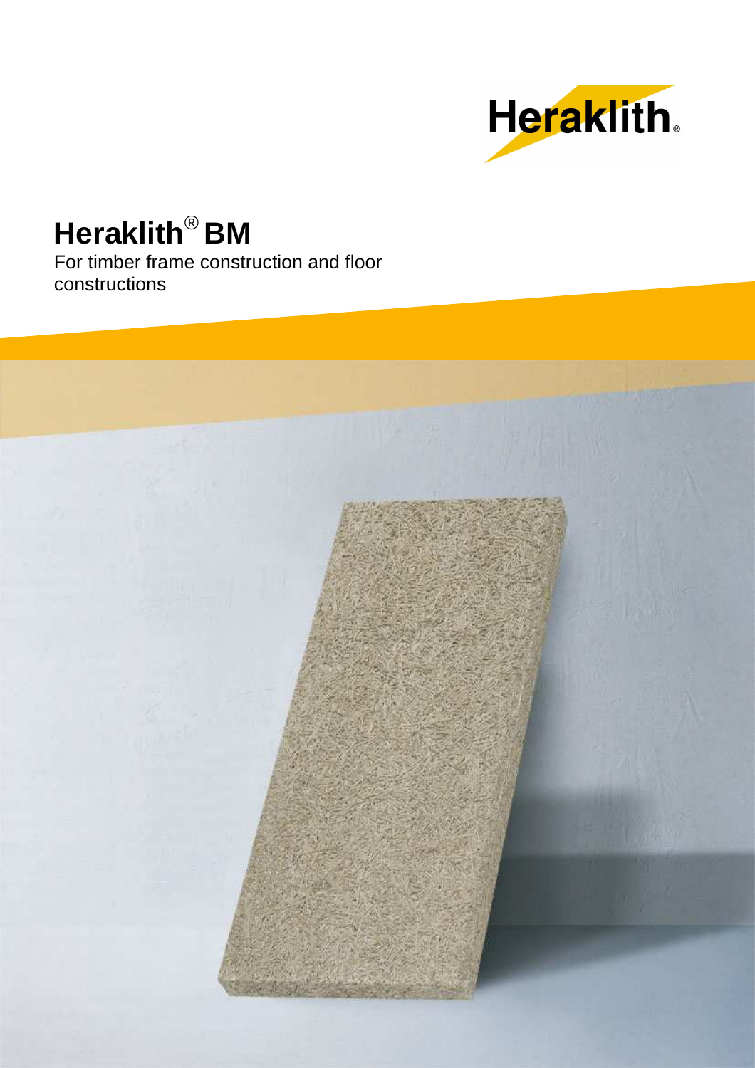Heraklith®

# Heraklith® BM

For timber frame construction and floor constructions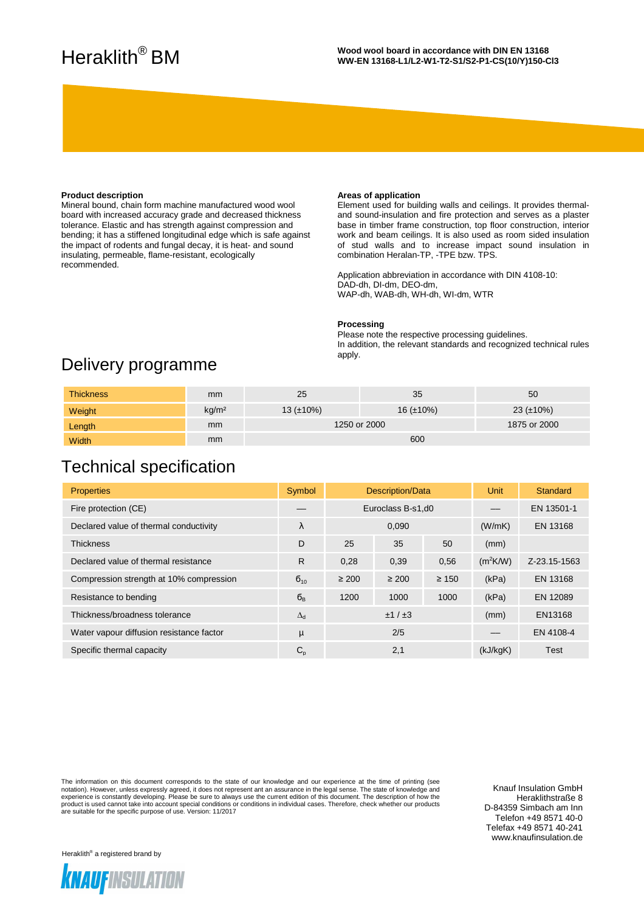# Heraklith® BM

**Wood wool board in accordance with DIN EN 13168**
**WW-EN 13168-L1/L2-W1-T2-S1/S2-P1-CS(10/Y)150-Cl3**

**Product description**
Mineral bound, chain form machine manufactured wood wool board with increased accuracy grade and decreased thickness tolerance. Elastic and has strength against compression and bending; it has a stiffened longitudinal edge which is safe against the impact of rodents and fungal decay, it is heat- and sound insulating, permeable, flame-resistant, ecologically recommended.

**Areas of application**
Element used for building walls and ceilings. It provides thermal- and sound-insulation and fire protection and serves as a plaster base in timber frame construction, top floor construction, interior work and beam ceilings. It is also used as room sided insulation of stud walls and to increase impact sound insulation in combination Heralan-TP, -TPE bzw. TPS.

Application abbreviation in accordance with DIN 4108-10:
DAD-dh, DI-dm, DEO-dm,
WAP-dh, WAB-dh, WH-dh, WI-dm, WTR

**Processing**
Please note the respective processing guidelines.
In addition, the relevant standards and recognized technical rules apply.

## Delivery programme

| | | | | |
|---|---|---|---|---|
| Thickness | mm | 25 | 35 | 50 |
| Weight | kg/m² | 13 (±10%) | 16 (±10%) | 23 (±10%) |
| Length | mm | 1250 or 2000 | | 1875 or 2000 |
| Width | mm | 600 | | |

## Technical specification

| Properties | Symbol | Description/Data | | | Unit | Standard |
|---|---|---|---|---|---|---|
| Fire protection (CE) | — | Euroclass B-s1,d0 | | | — | EN 13501-1 |
| Declared value of thermal conductivity | $\lambda$ | 0,090 | | | (W/mK) | EN 13168 |
| Thickness | D | 25 | 35 | 50 | (mm) | |
| Declared value of thermal resistance | R | 0,28 | 0,39 | 0,56 | ($m^2K/W$) | Z-23.15-1563 |
| Compression strength at 10% compression | $\sigma_{10}$ | ≥ 200 | ≥ 200 | ≥ 150 | (kPa) | EN 13168 |
| Resistance to bending | $\sigma_B$ | 1200 | 1000 | 1000 | (kPa) | EN 12089 |
| Thickness/broadness tolerance | $\Delta_d$ | ±1 / ±3 | | | (mm) | EN13168 |
| Water vapour diffusion resistance factor | $\mu$ | 2/5 | | | — | EN 4108-4 |
| Specific thermal capacity | $C_p$ | 2,1 | | | (kJ/kgK) | Test |

The information on this document corresponds to the state of our knowledge and our experience at the time of printing (see notation). However, unless expressly agreed, it does not represent ant an assurance in the legal sense. The state of knowledge and experience is constantly developing. Please be sure to always use the current edition of this document. The description of how the product is used cannot take into account special conditions or conditions in individual cases. Therefore, check whether our products are suitable for the specific purpose of use. Version: 11/2017

Knauf Insulation GmbH
Heraklithstraße 8
D-84359 Simbach am Inn
Telefon +49 8571 40-0
Telefax +49 8571 40-241
www.knaufinsulation.de

Heraklith® a registered brand by

KNAUF INSULATION